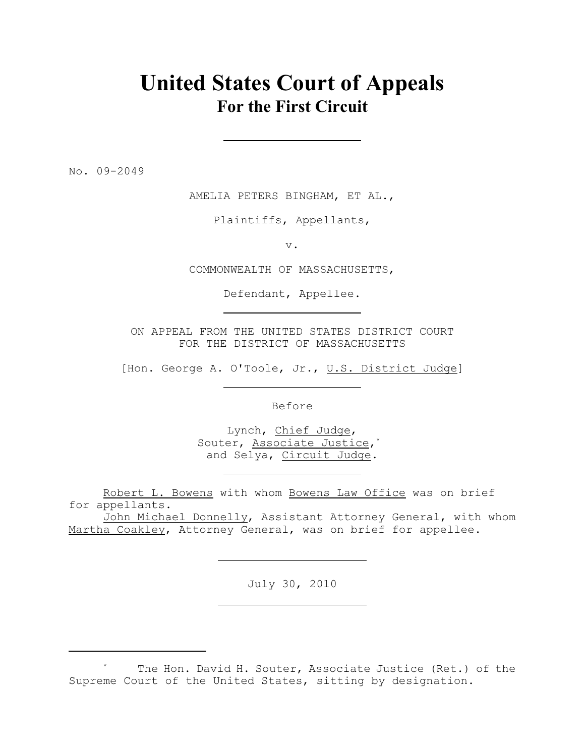# United States Court of Appeals
## For the First Circuit

No. 09-2049

AMELIA PETERS BINGHAM, ET AL.,

Plaintiffs, Appellants,

v.

COMMONWEALTH OF MASSACHUSETTS,

Defendant, Appellee.

ON APPEAL FROM THE UNITED STATES DISTRICT COURT
FOR THE DISTRICT OF MASSACHUSETTS

[Hon. George A. O'Toole, Jr., U.S. District Judge]

Before

Lynch, Chief Judge,
Souter, Associate Justice,[*]
and Selya, Circuit Judge.

Robert L. Bowens with whom Bowens Law Office was on brief for appellants.

John Michael Donnelly, Assistant Attorney General, with whom Martha Coakley, Attorney General, was on brief for appellee.

July 30, 2010

[*] The Hon. David H. Souter, Associate Justice (Ret.) of the Supreme Court of the United States, sitting by designation.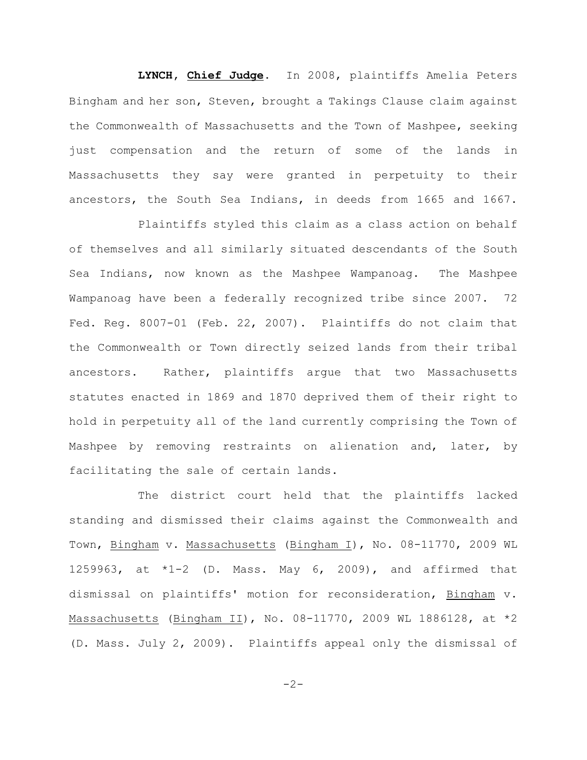**LYNCH, Chief Judge**. In 2008, plaintiffs Amelia Peters Bingham and her son, Steven, brought a Takings Clause claim against the Commonwealth of Massachusetts and the Town of Mashpee, seeking just compensation and the return of some of the lands in Massachusetts they say were granted in perpetuity to their ancestors, the South Sea Indians, in deeds from 1665 and 1667.

Plaintiffs styled this claim as a class action on behalf of themselves and all similarly situated descendants of the South Sea Indians, now known as the Mashpee Wampanoag. The Mashpee Wampanoag have been a federally recognized tribe since 2007. 72 Fed. Reg. 8007-01 (Feb. 22, 2007). Plaintiffs do not claim that the Commonwealth or Town directly seized lands from their tribal ancestors. Rather, plaintiffs argue that two Massachusetts statutes enacted in 1869 and 1870 deprived them of their right to hold in perpetuity all of the land currently comprising the Town of Mashpee by removing restraints on alienation and, later, by facilitating the sale of certain lands.

The district court held that the plaintiffs lacked standing and dismissed their claims against the Commonwealth and Town, Bingham v. Massachusetts (Bingham I), No. 08-11770, 2009 WL 1259963, at *1-2 (D. Mass. May 6, 2009), and affirmed that dismissal on plaintiffs' motion for reconsideration, Bingham v. Massachusetts (Bingham II), No. 08-11770, 2009 WL 1886128, at *2 (D. Mass. July 2, 2009). Plaintiffs appeal only the dismissal of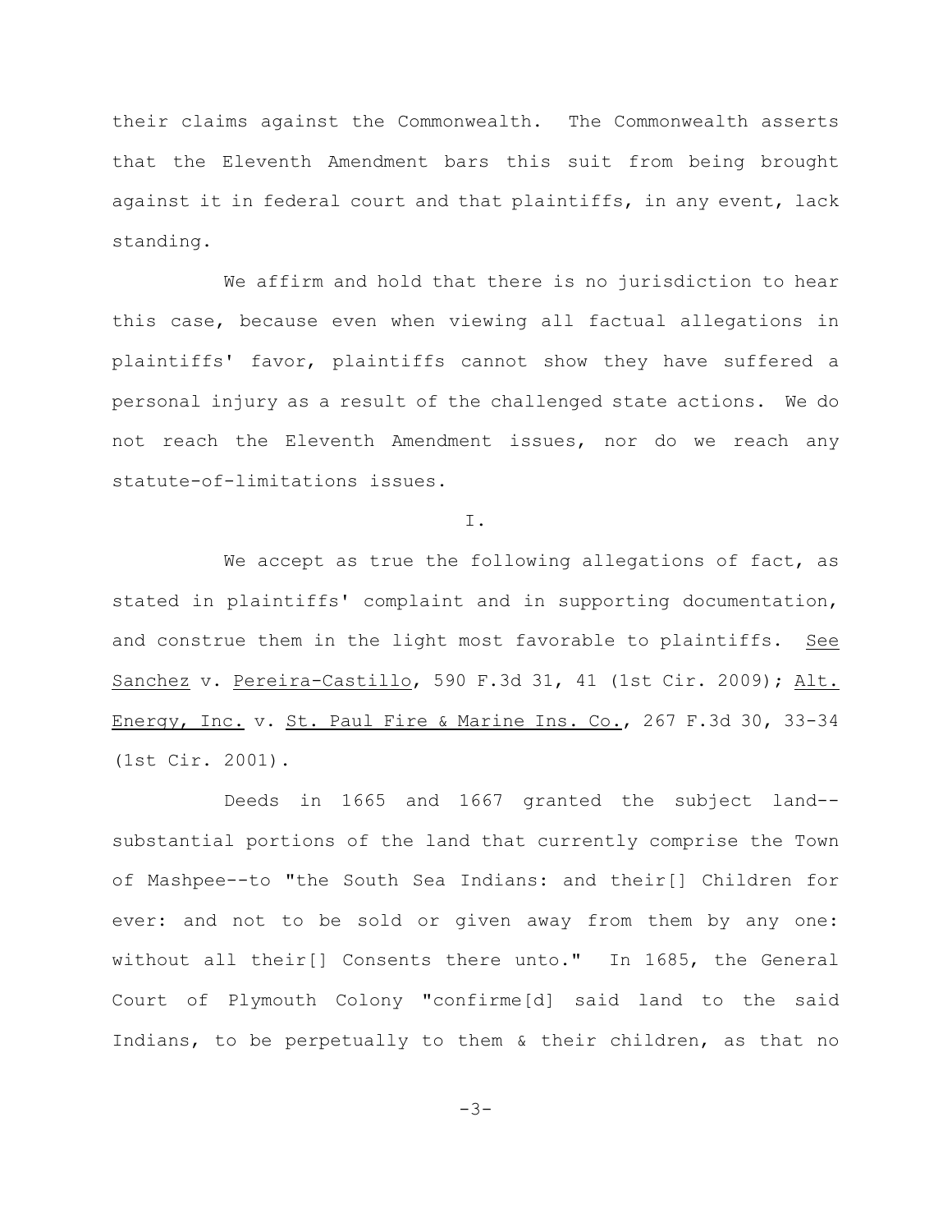their claims against the Commonwealth. The Commonwealth asserts that the Eleventh Amendment bars this suit from being brought against it in federal court and that plaintiffs, in any event, lack standing.

We affirm and hold that there is no jurisdiction to hear this case, because even when viewing all factual allegations in plaintiffs' favor, plaintiffs cannot show they have suffered a personal injury as a result of the challenged state actions. We do not reach the Eleventh Amendment issues, nor do we reach any statute-of-limitations issues.

I.

We accept as true the following allegations of fact, as stated in plaintiffs' complaint and in supporting documentation, and construe them in the light most favorable to plaintiffs. See Sanchez v. Pereira-Castillo, 590 F.3d 31, 41 (1st Cir. 2009); Alt. Energy, Inc. v. St. Paul Fire & Marine Ins. Co., 267 F.3d 30, 33-34 (1st Cir. 2001).

Deeds in 1665 and 1667 granted the subject land--substantial portions of the land that currently comprise the Town of Mashpee--to "the South Sea Indians: and their[] Children for ever: and not to be sold or given away from them by any one: without all their[] Consents there unto." In 1685, the General Court of Plymouth Colony "confirme[d] said land to the said Indians, to be perpetually to them & their children, as that no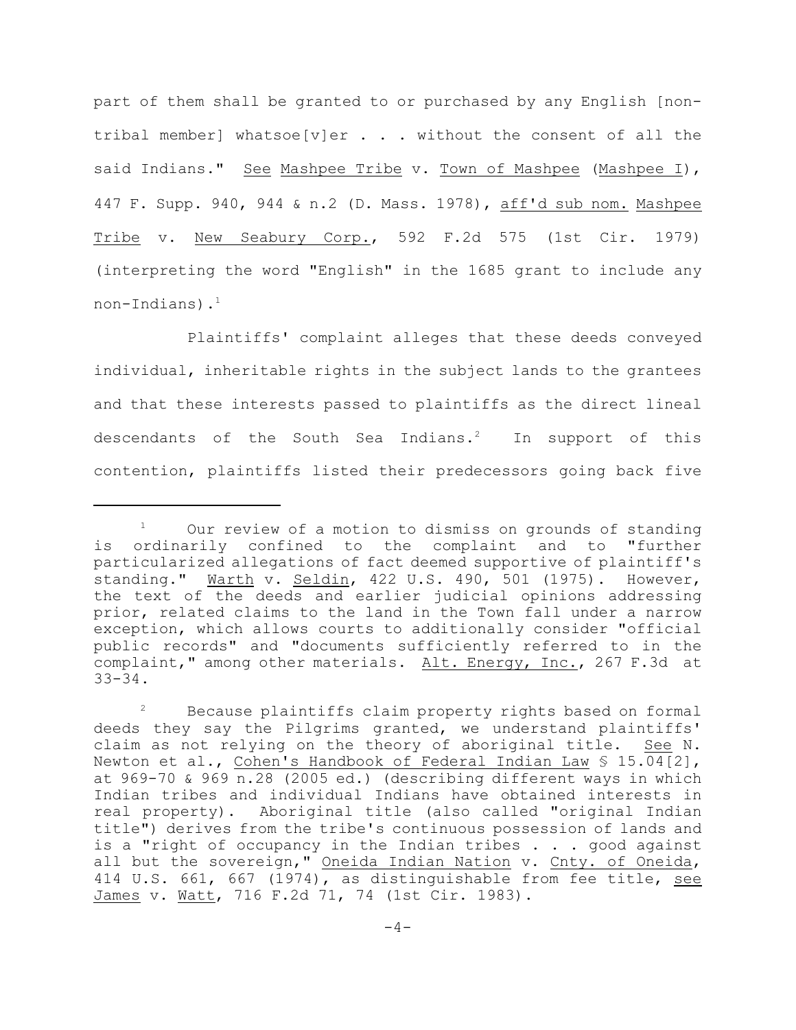part of them shall be granted to or purchased by any English [non-tribal member] whatsoe[v]er . . . without the consent of all the said Indians." See Mashpee Tribe v. Town of Mashpee (Mashpee I), 447 F. Supp. 940, 944 & n.2 (D. Mass. 1978), aff'd sub nom. Mashpee Tribe v. New Seabury Corp., 592 F.2d 575 (1st Cir. 1979) (interpreting the word "English" in the 1685 grant to include any non-Indians).[1]

Plaintiffs' complaint alleges that these deeds conveyed individual, inheritable rights in the subject lands to the grantees and that these interests passed to plaintiffs as the direct lineal descendants of the South Sea Indians.[2] In support of this contention, plaintiffs listed their predecessors going back five

---

[1] Our review of a motion to dismiss on grounds of standing is ordinarily confined to the complaint and to "further particularized allegations of fact deemed supportive of plaintiff's standing." Warth v. Seldin, 422 U.S. 490, 501 (1975). However, the text of the deeds and earlier judicial opinions addressing prior, related claims to the land in the Town fall under a narrow exception, which allows courts to additionally consider "official public records" and "documents sufficiently referred to in the complaint," among other materials. Alt. Energy, Inc., 267 F.3d at 33-34.

[2] Because plaintiffs claim property rights based on formal deeds they say the Pilgrims granted, we understand plaintiffs' claim as not relying on the theory of aboriginal title. See N. Newton et al., Cohen's Handbook of Federal Indian Law § 15.04[2], at 969-70 & 969 n.28 (2005 ed.) (describing different ways in which Indian tribes and individual Indians have obtained interests in real property). Aboriginal title (also called "original Indian title") derives from the tribe's continuous possession of lands and is a "right of occupancy in the Indian tribes . . . good against all but the sovereign," Oneida Indian Nation v. Cnty. of Oneida, 414 U.S. 661, 667 (1974), as distinguishable from fee title, see James v. Watt, 716 F.2d 71, 74 (1st Cir. 1983).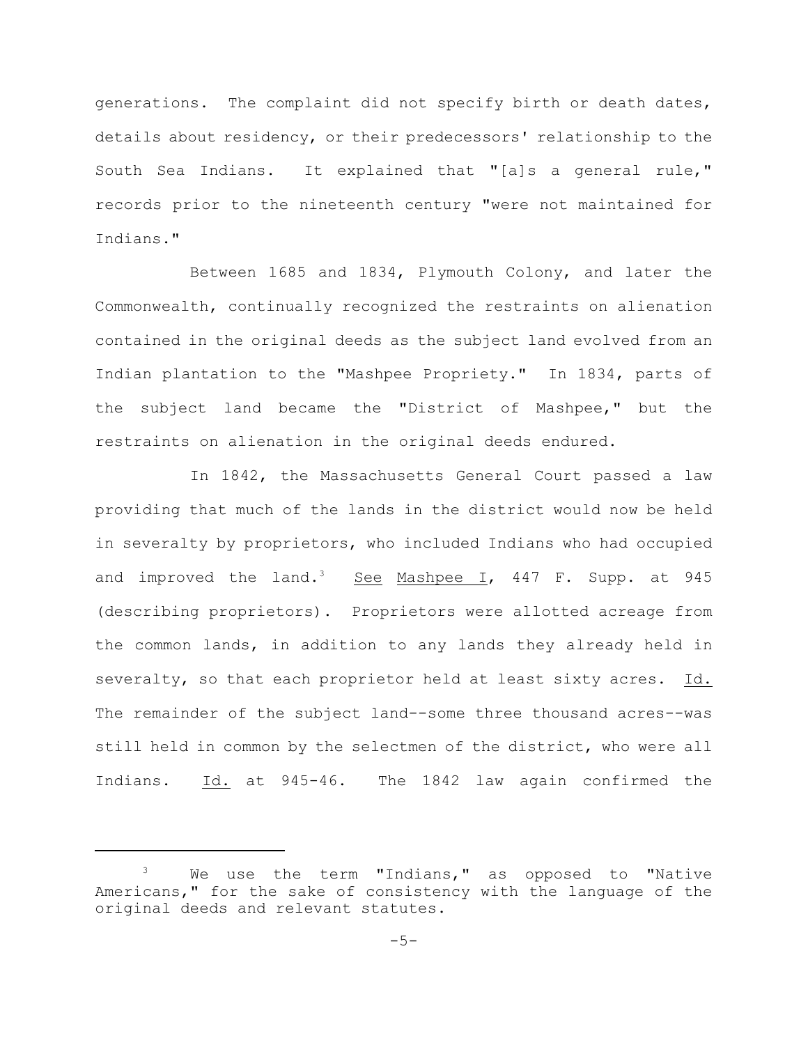generations. The complaint did not specify birth or death dates, details about residency, or their predecessors' relationship to the South Sea Indians. It explained that "[a]s a general rule," records prior to the nineteenth century "were not maintained for Indians."

Between 1685 and 1834, Plymouth Colony, and later the Commonwealth, continually recognized the restraints on alienation contained in the original deeds as the subject land evolved from an Indian plantation to the "Mashpee Propriety." In 1834, parts of the subject land became the "District of Mashpee," but the restraints on alienation in the original deeds endured.

In 1842, the Massachusetts General Court passed a law providing that much of the lands in the district would now be held in severalty by proprietors, who included Indians who had occupied and improved the land.[3] See Mashpee I, 447 F. Supp. at 945 (describing proprietors). Proprietors were allotted acreage from the common lands, in addition to any lands they already held in severalty, so that each proprietor held at least sixty acres. Id. The remainder of the subject land--some three thousand acres--was still held in common by the selectmen of the district, who were all Indians. Id. at 945-46. The 1842 law again confirmed the

[3] We use the term "Indians," as opposed to "Native Americans," for the sake of consistency with the language of the original deeds and relevant statutes.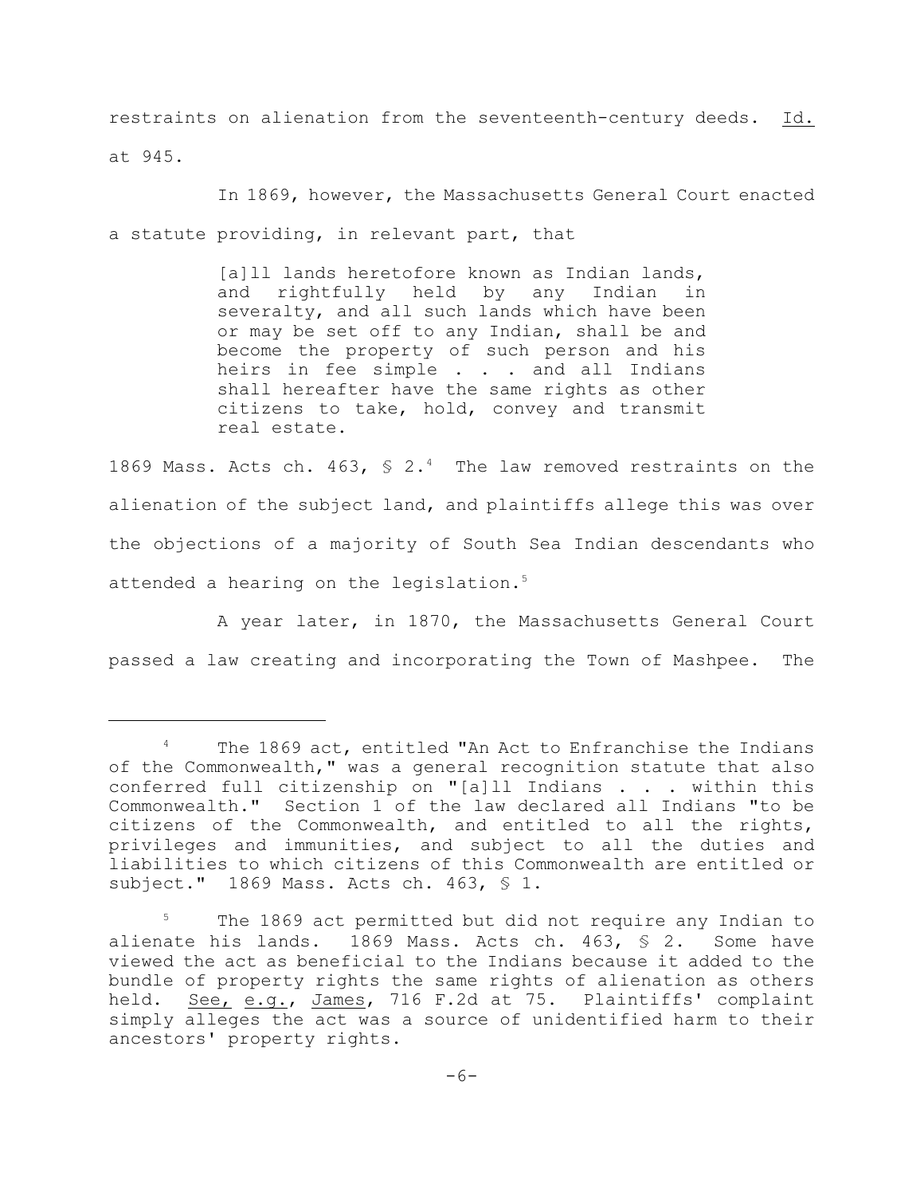restraints on alienation from the seventeenth-century deeds. Id. at 945.

In 1869, however, the Massachusetts General Court enacted a statute providing, in relevant part, that

> [a]ll lands heretofore known as Indian lands, and rightfully held by any Indian in severalty, and all such lands which have been or may be set off to any Indian, shall be and become the property of such person and his heirs in fee simple . . . and all Indians shall hereafter have the same rights as other citizens to take, hold, convey and transmit real estate.

1869 Mass. Acts ch. 463, § 2.[4] The law removed restraints on the alienation of the subject land, and plaintiffs allege this was over the objections of a majority of South Sea Indian descendants who attended a hearing on the legislation.[5]

A year later, in 1870, the Massachusetts General Court passed a law creating and incorporating the Town of Mashpee. The

---

[4] The 1869 act, entitled "An Act to Enfranchise the Indians of the Commonwealth," was a general recognition statute that also conferred full citizenship on "[a]ll Indians . . . within this Commonwealth." Section 1 of the law declared all Indians "to be citizens of the Commonwealth, and entitled to all the rights, privileges and immunities, and subject to all the duties and liabilities to which citizens of this Commonwealth are entitled or subject." 1869 Mass. Acts ch. 463, § 1.

[5] The 1869 act permitted but did not require any Indian to alienate his lands. 1869 Mass. Acts ch. 463, § 2. Some have viewed the act as beneficial to the Indians because it added to the bundle of property rights the same rights of alienation as others held. See, e.g., James, 716 F.2d at 75. Plaintiffs' complaint simply alleges the act was a source of unidentified harm to their ancestors' property rights.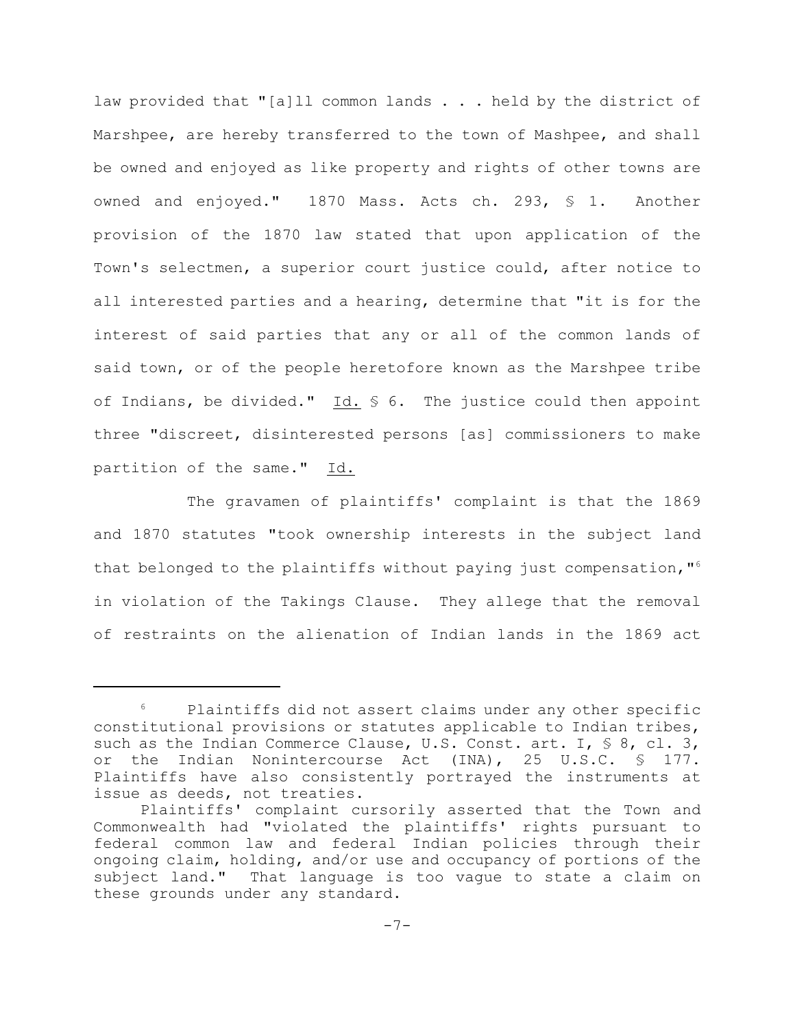law provided that "[a]ll common lands . . . held by the district of Marshpee, are hereby transferred to the town of Mashpee, and shall be owned and enjoyed as like property and rights of other towns are owned and enjoyed." 1870 Mass. Acts ch. 293, § 1. Another provision of the 1870 law stated that upon application of the Town's selectmen, a superior court justice could, after notice to all interested parties and a hearing, determine that "it is for the interest of said parties that any or all of the common lands of said town, or of the people heretofore known as the Marshpee tribe of Indians, be divided." Id. § 6. The justice could then appoint three "discreet, disinterested persons [as] commissioners to make partition of the same." Id.

The gravamen of plaintiffs' complaint is that the 1869 and 1870 statutes "took ownership interests in the subject land that belonged to the plaintiffs without paying just compensation,"[6] in violation of the Takings Clause. They allege that the removal of restraints on the alienation of Indian lands in the 1869 act

---

[6] Plaintiffs did not assert claims under any other specific constitutional provisions or statutes applicable to Indian tribes, such as the Indian Commerce Clause, U.S. Const. art. I, § 8, cl. 3, or the Indian Nonintercourse Act (INA), 25 U.S.C. § 177. Plaintiffs have also consistently portrayed the instruments at issue as deeds, not treaties.

Plaintiffs' complaint cursorily asserted that the Town and Commonwealth had "violated the plaintiffs' rights pursuant to federal common law and federal Indian policies through their ongoing claim, holding, and/or use and occupancy of portions of the subject land." That language is too vague to state a claim on these grounds under any standard.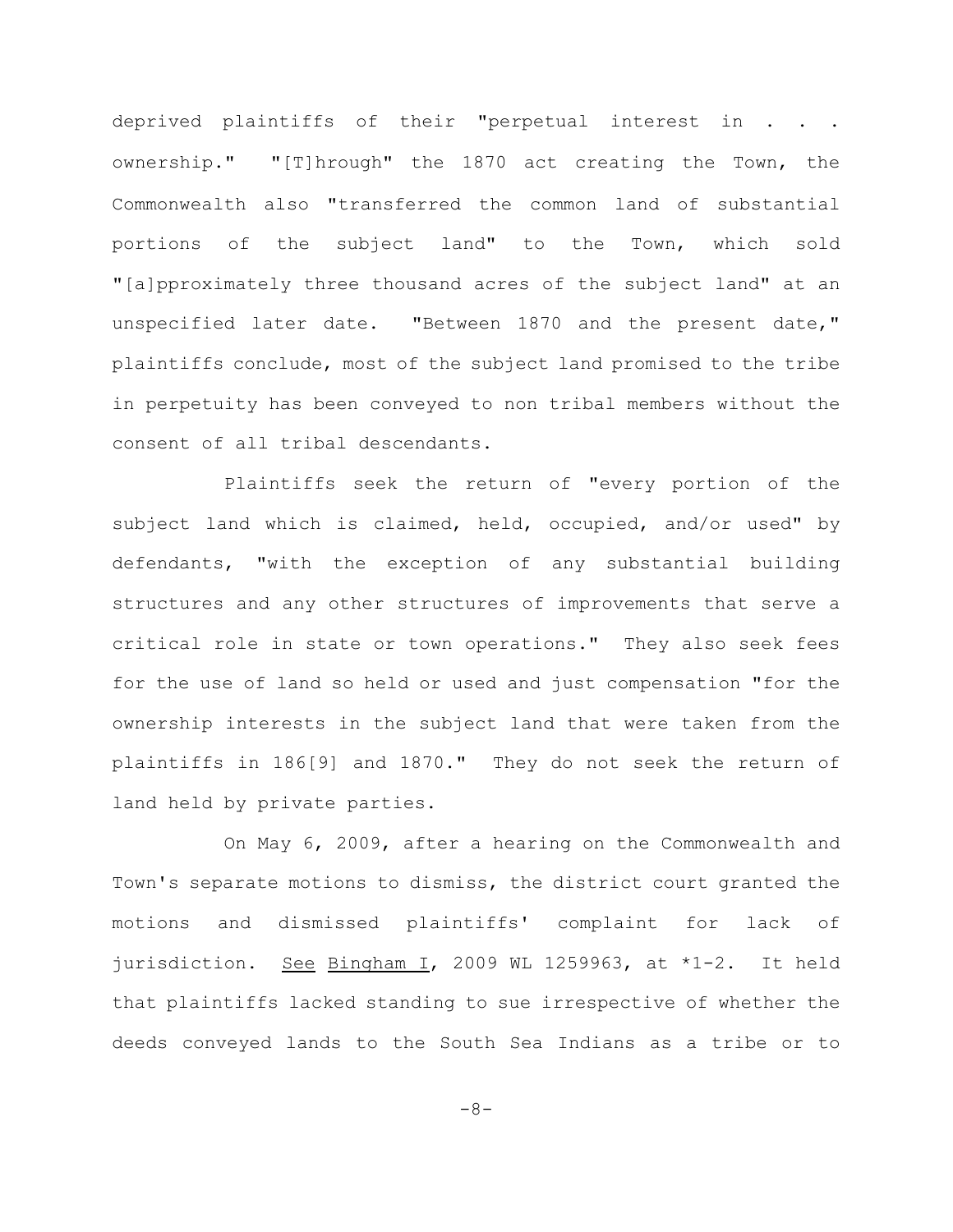deprived plaintiffs of their "perpetual interest in . . . ownership." "[T]hrough" the 1870 act creating the Town, the Commonwealth also "transferred the common land of substantial portions of the subject land" to the Town, which sold "[a]pproximately three thousand acres of the subject land" at an unspecified later date. "Between 1870 and the present date," plaintiffs conclude, most of the subject land promised to the tribe in perpetuity has been conveyed to non tribal members without the consent of all tribal descendants.

Plaintiffs seek the return of "every portion of the subject land which is claimed, held, occupied, and/or used" by defendants, "with the exception of any substantial building structures and any other structures of improvements that serve a critical role in state or town operations." They also seek fees for the use of land so held or used and just compensation "for the ownership interests in the subject land that were taken from the plaintiffs in 186[9] and 1870." They do not seek the return of land held by private parties.

On May 6, 2009, after a hearing on the Commonwealth and Town's separate motions to dismiss, the district court granted the motions and dismissed plaintiffs' complaint for lack of jurisdiction. See Bingham I, 2009 WL 1259963, at *1-2. It held that plaintiffs lacked standing to sue irrespective of whether the deeds conveyed lands to the South Sea Indians as a tribe or to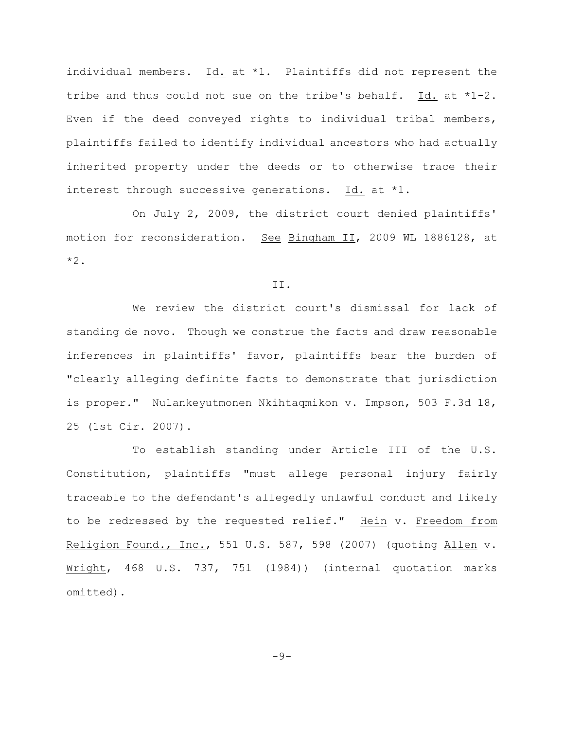individual members. Id. at *1. Plaintiffs did not represent the tribe and thus could not sue on the tribe's behalf. Id. at *1-2. Even if the deed conveyed rights to individual tribal members, plaintiffs failed to identify individual ancestors who had actually inherited property under the deeds or to otherwise trace their interest through successive generations. Id. at *1.

On July 2, 2009, the district court denied plaintiffs' motion for reconsideration. See Bingham II, 2009 WL 1886128, at *2.

II.

We review the district court's dismissal for lack of standing de novo. Though we construe the facts and draw reasonable inferences in plaintiffs' favor, plaintiffs bear the burden of "clearly alleging definite facts to demonstrate that jurisdiction is proper." Nulankeyutmonen Nkihtaqmikon v. Impson, 503 F.3d 18, 25 (1st Cir. 2007).

To establish standing under Article III of the U.S. Constitution, plaintiffs "must allege personal injury fairly traceable to the defendant's allegedly unlawful conduct and likely to be redressed by the requested relief." Hein v. Freedom from Religion Found., Inc., 551 U.S. 587, 598 (2007) (quoting Allen v. Wright, 468 U.S. 737, 751 (1984)) (internal quotation marks omitted).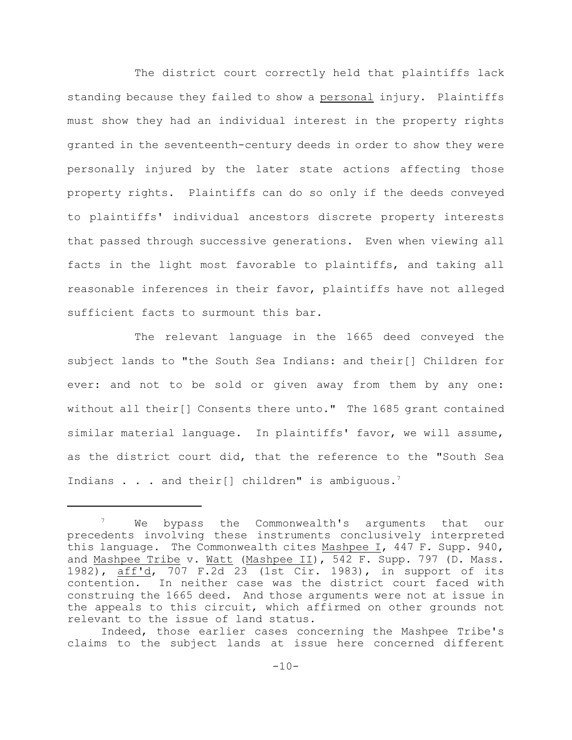The district court correctly held that plaintiffs lack standing because they failed to show a personal injury. Plaintiffs must show they had an individual interest in the property rights granted in the seventeenth-century deeds in order to show they were personally injured by the later state actions affecting those property rights. Plaintiffs can do so only if the deeds conveyed to plaintiffs' individual ancestors discrete property interests that passed through successive generations. Even when viewing all facts in the light most favorable to plaintiffs, and taking all reasonable inferences in their favor, plaintiffs have not alleged sufficient facts to surmount this bar.

The relevant language in the 1665 deed conveyed the subject lands to "the South Sea Indians: and their[] Children for ever: and not to be sold or given away from them by any one: without all their[] Consents there unto." The 1685 grant contained similar material language. In plaintiffs' favor, we will assume, as the district court did, that the reference to the "South Sea Indians . . . and their[] children" is ambiguous.[7]

---

[7] We bypass the Commonwealth's arguments that our precedents involving these instruments conclusively interpreted this language. The Commonwealth cites Mashpee I, 447 F. Supp. 940, and Mashpee Tribe v. Watt (Mashpee II), 542 F. Supp. 797 (D. Mass. 1982), aff'd, 707 F.2d 23 (1st Cir. 1983), in support of its contention. In neither case was the district court faced with construing the 1665 deed. And those arguments were not at issue in the appeals to this circuit, which affirmed on other grounds not relevant to the issue of land status.

Indeed, those earlier cases concerning the Mashpee Tribe's claims to the subject lands at issue here concerned different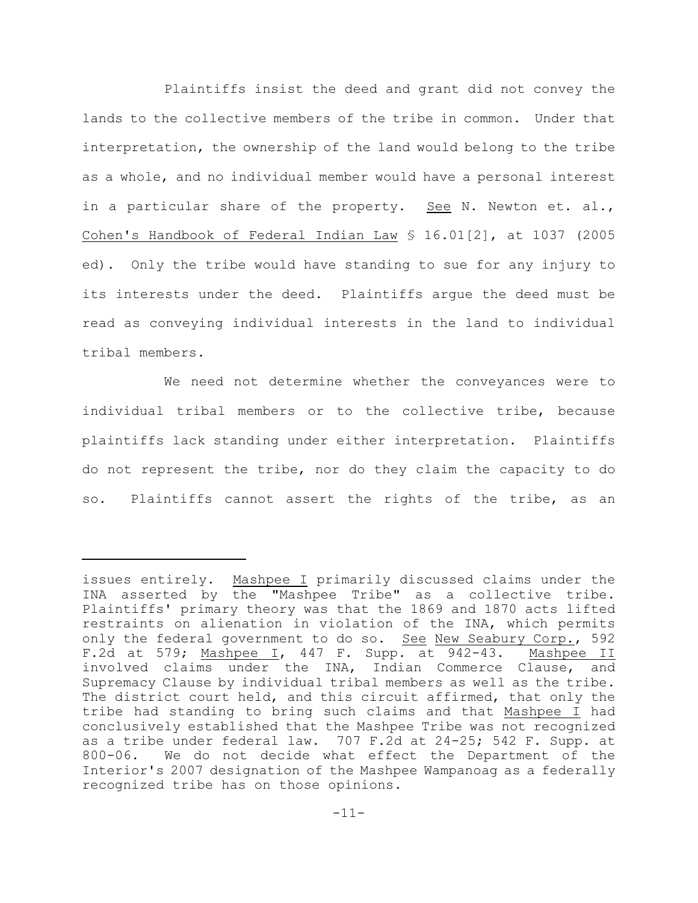Plaintiffs insist the deed and grant did not convey the lands to the collective members of the tribe in common. Under that interpretation, the ownership of the land would belong to the tribe as a whole, and no individual member would have a personal interest in a particular share of the property. See N. Newton et. al., Cohen's Handbook of Federal Indian Law § 16.01[2], at 1037 (2005 ed). Only the tribe would have standing to sue for any injury to its interests under the deed. Plaintiffs argue the deed must be read as conveying individual interests in the land to individual tribal members.

We need not determine whether the conveyances were to individual tribal members or to the collective tribe, because plaintiffs lack standing under either interpretation. Plaintiffs do not represent the tribe, nor do they claim the capacity to do so. Plaintiffs cannot assert the rights of the tribe, as an

---

issues entirely. Mashpee I primarily discussed claims under the INA asserted by the "Mashpee Tribe" as a collective tribe. Plaintiffs' primary theory was that the 1869 and 1870 acts lifted restraints on alienation in violation of the INA, which permits only the federal government to do so. See New Seabury Corp., 592 F.2d at 579; Mashpee I, 447 F. Supp. at 942-43. Mashpee II involved claims under the INA, Indian Commerce Clause, and Supremacy Clause by individual tribal members as well as the tribe. The district court held, and this circuit affirmed, that only the tribe had standing to bring such claims and that Mashpee I had conclusively established that the Mashpee Tribe was not recognized as a tribe under federal law. 707 F.2d at 24-25; 542 F. Supp. at 800-06. We do not decide what effect the Department of the Interior's 2007 designation of the Mashpee Wampanoag as a federally recognized tribe has on those opinions.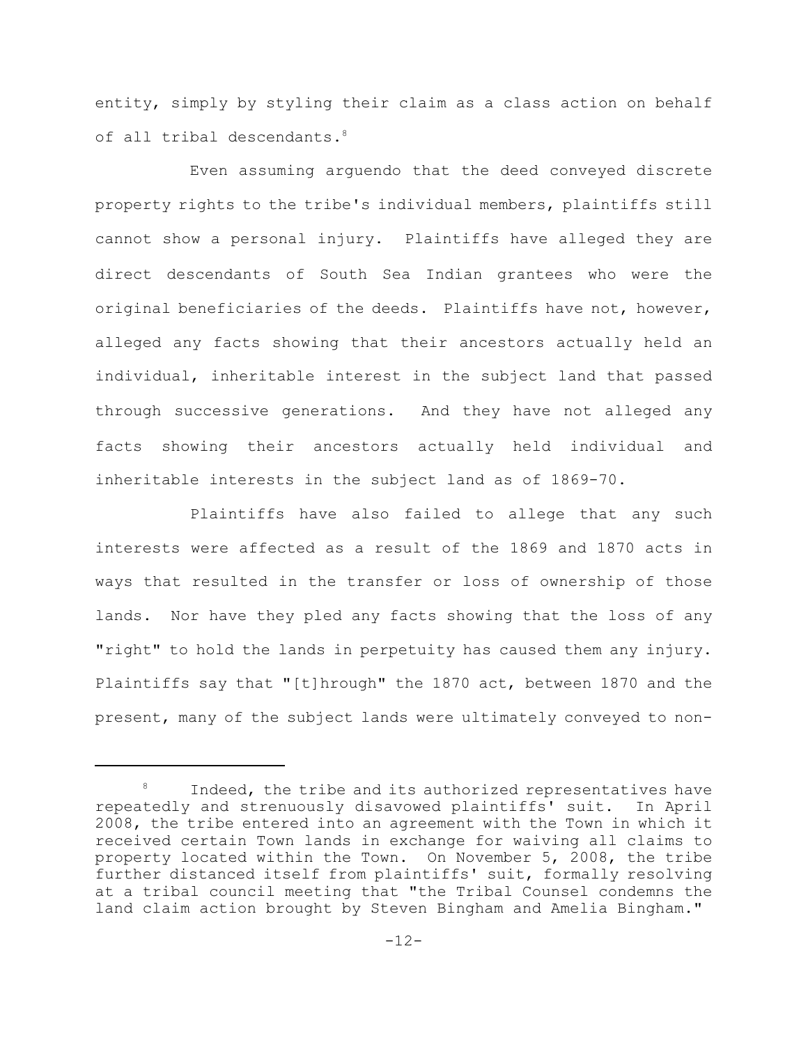entity, simply by styling their claim as a class action on behalf of all tribal descendants.[8]

Even assuming arguendo that the deed conveyed discrete property rights to the tribe's individual members, plaintiffs still cannot show a personal injury. Plaintiffs have alleged they are direct descendants of South Sea Indian grantees who were the original beneficiaries of the deeds. Plaintiffs have not, however, alleged any facts showing that their ancestors actually held an individual, inheritable interest in the subject land that passed through successive generations. And they have not alleged any facts showing their ancestors actually held individual and inheritable interests in the subject land as of 1869-70.

Plaintiffs have also failed to allege that any such interests were affected as a result of the 1869 and 1870 acts in ways that resulted in the transfer or loss of ownership of those lands. Nor have they pled any facts showing that the loss of any "right" to hold the lands in perpetuity has caused them any injury. Plaintiffs say that "[t]hrough" the 1870 act, between 1870 and the present, many of the subject lands were ultimately conveyed to non-

---

[8] Indeed, the tribe and its authorized representatives have repeatedly and strenuously disavowed plaintiffs' suit. In April 2008, the tribe entered into an agreement with the Town in which it received certain Town lands in exchange for waiving all claims to property located within the Town. On November 5, 2008, the tribe further distanced itself from plaintiffs' suit, formally resolving at a tribal council meeting that "the Tribal Counsel condemns the land claim action brought by Steven Bingham and Amelia Bingham."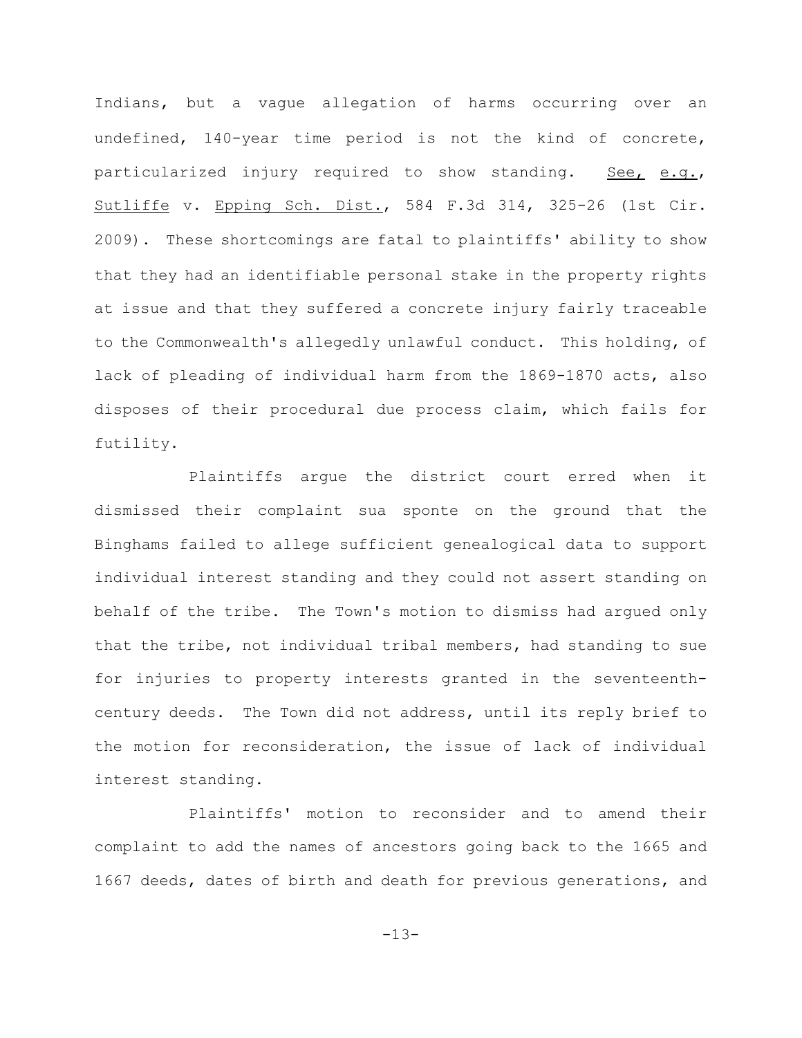Indians, but a vague allegation of harms occurring over an undefined, 140-year time period is not the kind of concrete, particularized injury required to show standing. See, e.g., Sutliffe v. Epping Sch. Dist., 584 F.3d 314, 325-26 (1st Cir. 2009). These shortcomings are fatal to plaintiffs' ability to show that they had an identifiable personal stake in the property rights at issue and that they suffered a concrete injury fairly traceable to the Commonwealth's allegedly unlawful conduct. This holding, of lack of pleading of individual harm from the 1869-1870 acts, also disposes of their procedural due process claim, which fails for futility.

Plaintiffs argue the district court erred when it dismissed their complaint sua sponte on the ground that the Binghams failed to allege sufficient genealogical data to support individual interest standing and they could not assert standing on behalf of the tribe. The Town's motion to dismiss had argued only that the tribe, not individual tribal members, had standing to sue for injuries to property interests granted in the seventeenth-century deeds. The Town did not address, until its reply brief to the motion for reconsideration, the issue of lack of individual interest standing.

Plaintiffs' motion to reconsider and to amend their complaint to add the names of ancestors going back to the 1665 and 1667 deeds, dates of birth and death for previous generations, and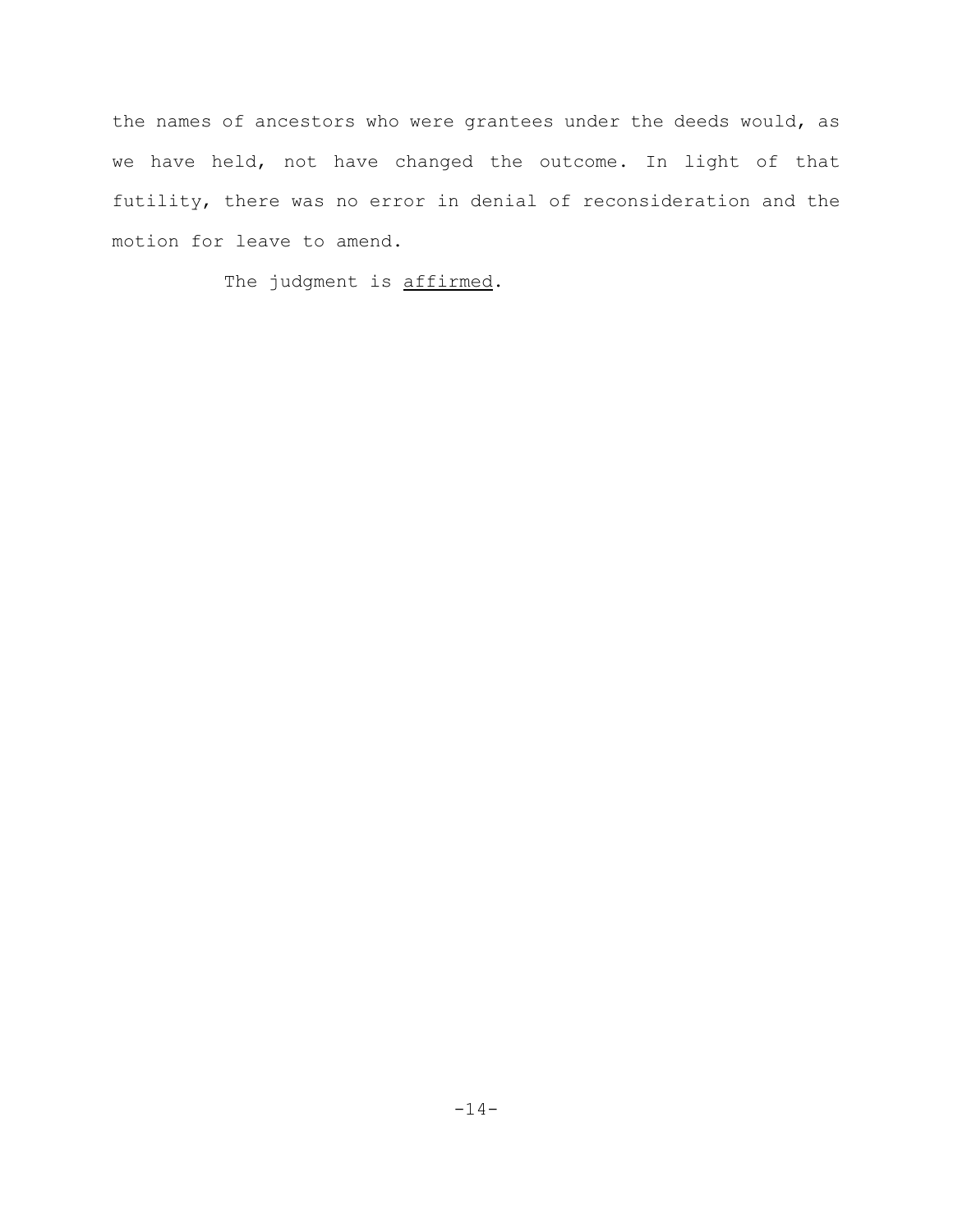the names of ancestors who were grantees under the deeds would, as we have held, not have changed the outcome. In light of that futility, there was no error in denial of reconsideration and the motion for leave to amend.

The judgment is affirmed.